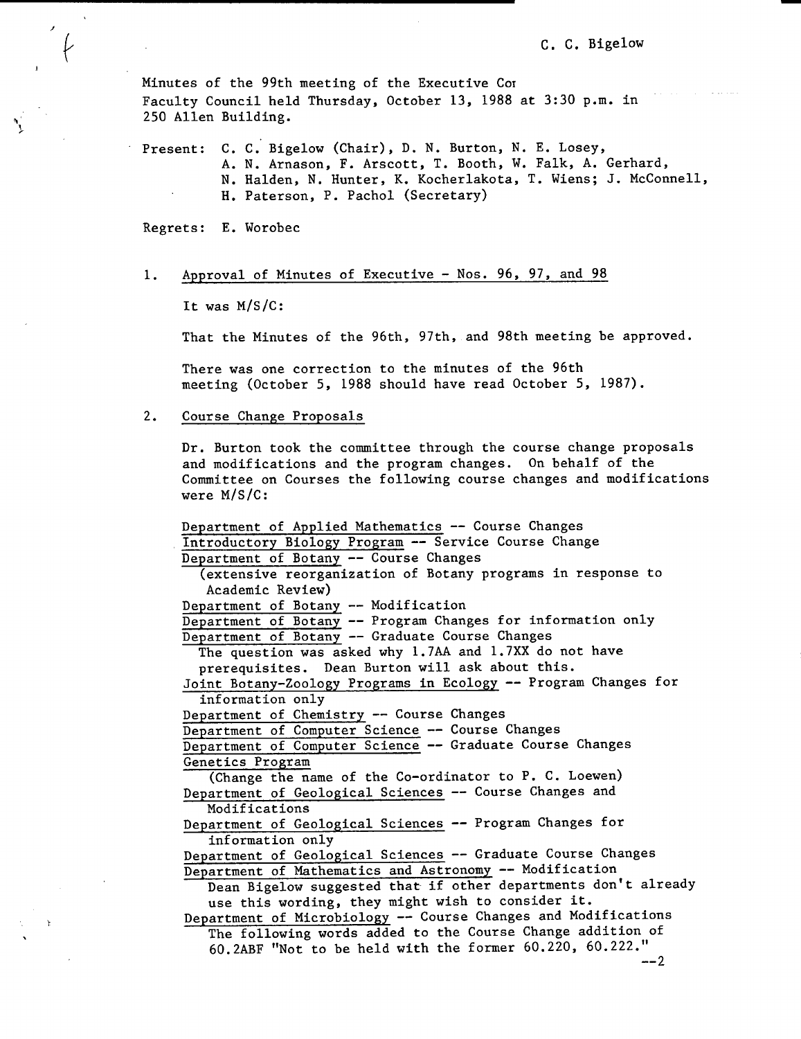C. C. Bigelow

Minutes of the 99th meeting of the Executive Cor
Faculty Council held Thursday, October 13, 1988 at 3:30 p.m. in
250 Allen Building.

Present: C. C. Bigelow (Chair), D. N. Burton, N. E. Losey,
A. N. Arnason, F. Arscott, T. Booth, W. Falk, A. Gerhard,
N. Halden, N. Hunter, K. Kocherlakota, T. Wiens; J. McConnell,
H. Paterson, P. Pachol (Secretary)

Regrets: E. Worobec

1. Approval of Minutes of Executive - Nos. 96, 97, and 98

   It was M/S/C:

   That the Minutes of the 96th, 97th, and 98th meeting be approved.

   There was one correction to the minutes of the 96th meeting (October 5, 1988 should have read October 5, 1987).

2. Course Change Proposals

   Dr. Burton took the committee through the course change proposals and modifications and the program changes. On behalf of the Committee on Courses the following course changes and modifications were M/S/C:

   Department of Applied Mathematics -- Course Changes
   Introductory Biology Program -- Service Course Change
   Department of Botany -- Course Changes
   (extensive reorganization of Botany programs in response to Academic Review)
   Department of Botany -- Modification
   Department of Botany -- Program Changes for information only
   Department of Botany -- Graduate Course Changes
   The question was asked why 1.7AA and 1.7XX do not have prerequisites. Dean Burton will ask about this.
   Joint Botany-Zoology Programs in Ecology -- Program Changes for information only
   Department of Chemistry -- Course Changes
   Department of Computer Science -- Course Changes
   Department of Computer Science -- Graduate Course Changes
   Genetics Program
   (Change the name of the Co-ordinator to P. C. Loewen)
   Department of Geological Sciences -- Course Changes and Modifications
   Department of Geological Sciences -- Program Changes for information only
   Department of Geological Sciences -- Graduate Course Changes
   Department of Mathematics and Astronomy -- Modification
   Dean Bigelow suggested that if other departments don't already use this wording, they might wish to consider it.
   Department of Microbiology -- Course Changes and Modifications
   The following words added to the Course Change addition of 60.2ABF "Not to be held with the former 60.220, 60.222."

--2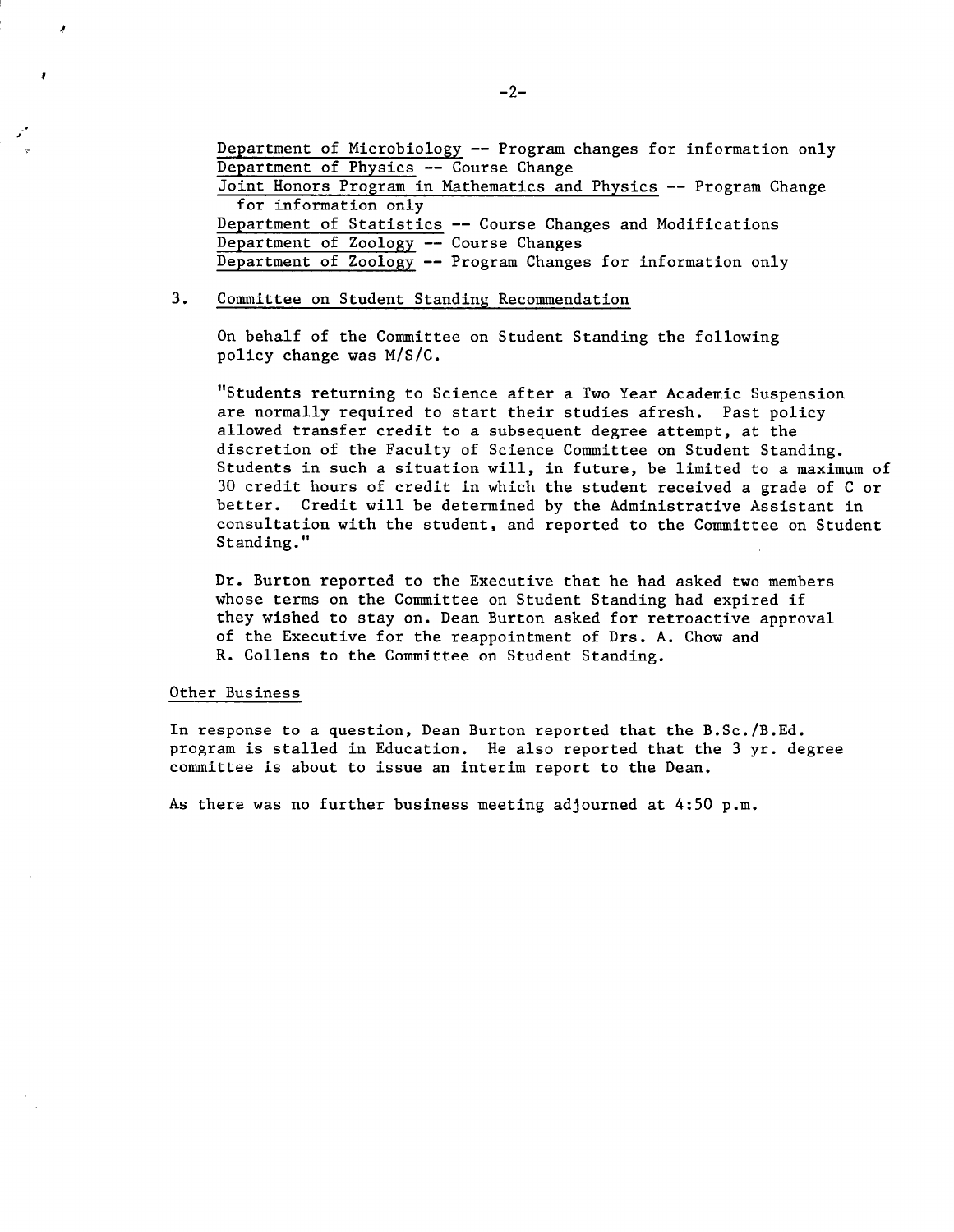Department of Microbiology -- Program changes for information only
Department of Physics -- Course Change
Joint Honors Program in Mathematics and Physics -- Program Change for information only
Department of Statistics -- Course Changes and Modifications
Department of Zoology -- Course Changes
Department of Zoology -- Program Changes for information only

3. Committee on Student Standing Recommendation

On behalf of the Committee on Student Standing the following policy change was M/S/C.

"Students returning to Science after a Two Year Academic Suspension are normally required to start their studies afresh. Past policy allowed transfer credit to a subsequent degree attempt, at the discretion of the Faculty of Science Committee on Student Standing. Students in such a situation will, in future, be limited to a maximum of 30 credit hours of credit in which the student received a grade of C or better. Credit will be determined by the Administrative Assistant in consultation with the student, and reported to the Committee on Student Standing."

Dr. Burton reported to the Executive that he had asked two members whose terms on the Committee on Student Standing had expired if they wished to stay on. Dean Burton asked for retroactive approval of the Executive for the reappointment of Drs. A. Chow and R. Collens to the Committee on Student Standing.

Other Business

In response to a question, Dean Burton reported that the B.Sc./B.Ed. program is stalled in Education. He also reported that the 3 yr. degree committee is about to issue an interim report to the Dean.

As there was no further business meeting adjourned at 4:50 p.m.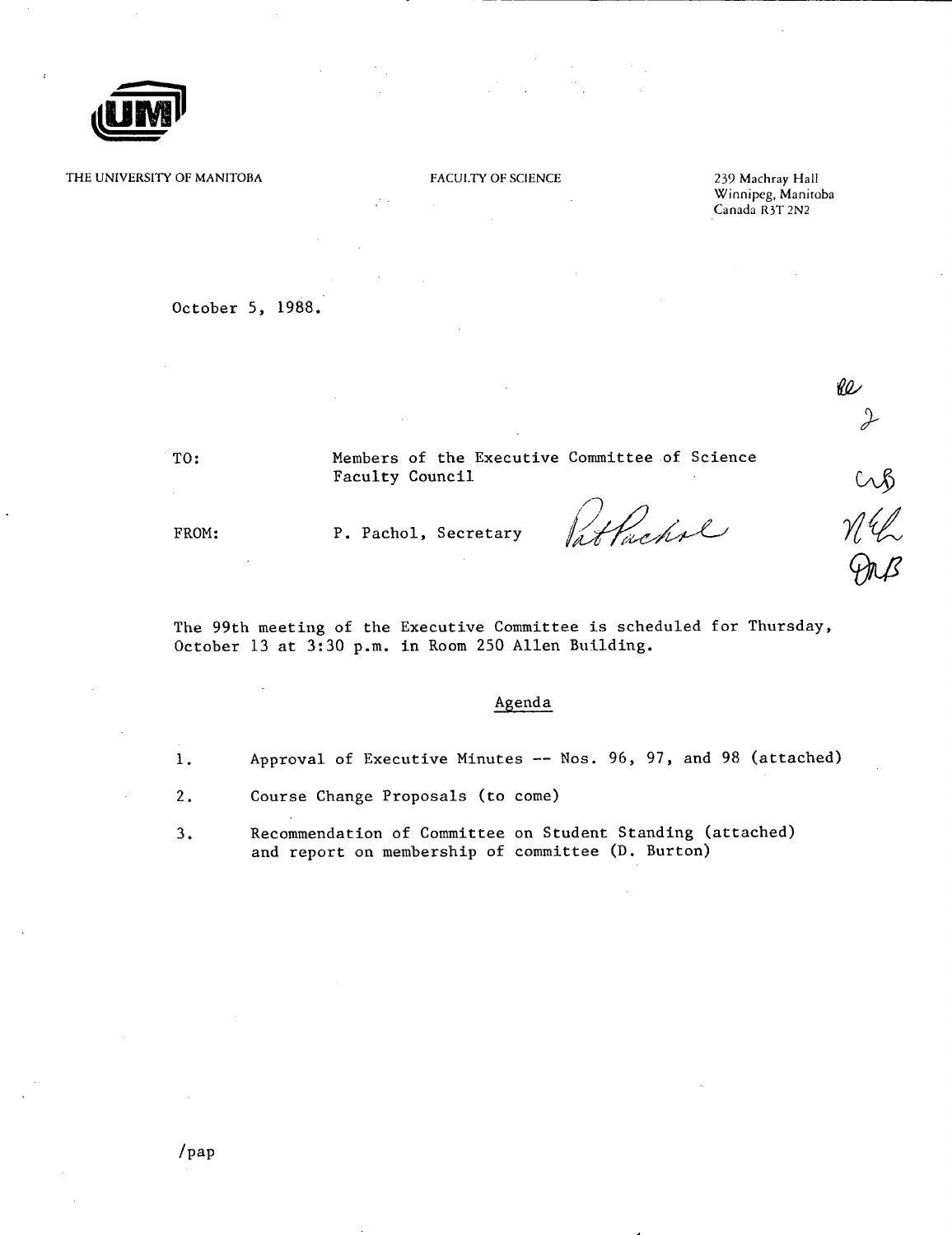THE UNIVERSITY OF MANITOBA

FACULTY OF SCIENCE

239 Machray Hall
Winnipeg, Manitoba
Canada R3T 2N2

October 5, 1988.

TO: Members of the Executive Committee of Science Faculty Council

FROM: P. Pachol, Secretary *Pat Pachol*

The 99th meeting of the Executive Committee is scheduled for Thursday, October 13 at 3:30 p.m. in Room 250 Allen Building.

## Agenda

1. Approval of Executive Minutes -- Nos. 96, 97, and 98 (attached)

2. Course Change Proposals (to come)

3. Recommendation of Committee on Student Standing (attached) and report on membership of committee (D. Burton)

/pap